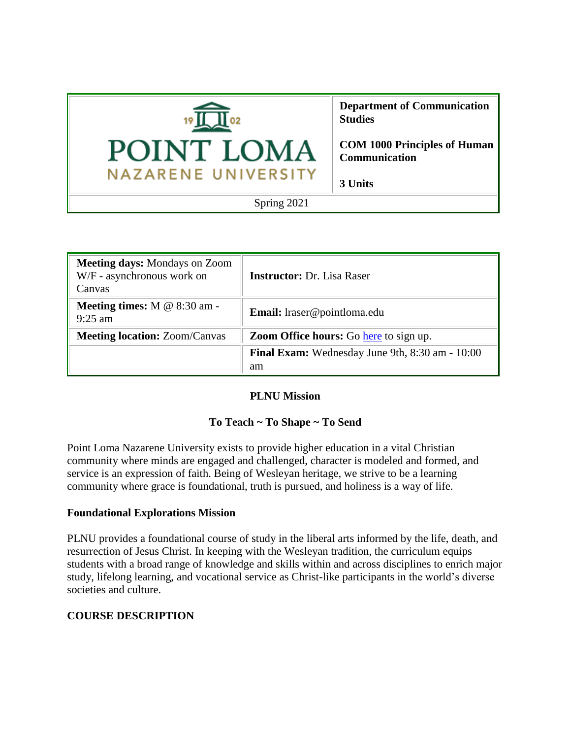| POINT LOMA NAZARENE UNIVERSITY | **Department of Communication Studies**<br><br>**COM 1000 Principles of Human Communication**<br><br>**3 Units** |
|---|---|
| Spring 2021 | |

| | |
|---|---|
| **Meeting days:** Mondays on Zoom W/F - asynchronous work on Canvas | **Instructor:** Dr. Lisa Raser |
| **Meeting times:** M @ 8:30 am - 9:25 am | **Email:** lraser@pointloma.edu |
| **Meeting location:** Zoom/Canvas | **Zoom Office hours:** Go [here]() to sign up. |
| | **Final Exam:** Wednesday June 9th, 8:30 am - 10:00 am |

**PLNU Mission**

**To Teach ~ To Shape ~ To Send**

Point Loma Nazarene University exists to provide higher education in a vital Christian community where minds are engaged and challenged, character is modeled and formed, and service is an expression of faith. Being of Wesleyan heritage, we strive to be a learning community where grace is foundational, truth is pursued, and holiness is a way of life.

**Foundational Explorations Mission**

PLNU provides a foundational course of study in the liberal arts informed by the life, death, and resurrection of Jesus Christ. In keeping with the Wesleyan tradition, the curriculum equips students with a broad range of knowledge and skills within and across disciplines to enrich major study, lifelong learning, and vocational service as Christ-like participants in the world's diverse societies and culture.

**COURSE DESCRIPTION**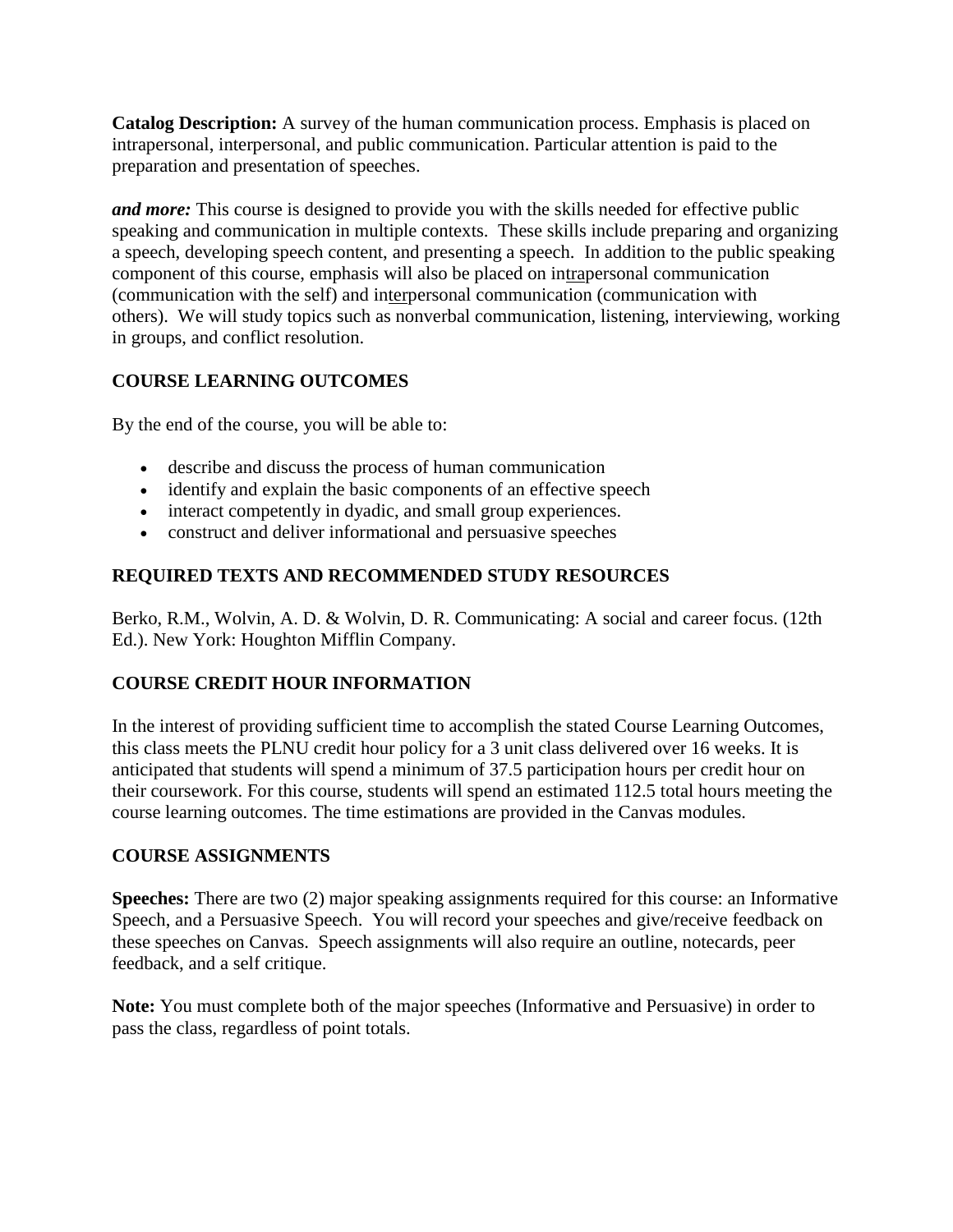**Catalog Description:** A survey of the human communication process. Emphasis is placed on intrapersonal, interpersonal, and public communication. Particular attention is paid to the preparation and presentation of speeches.

***and more:*** This course is designed to provide you with the skills needed for effective public speaking and communication in multiple contexts. These skills include preparing and organizing a speech, developing speech content, and presenting a speech. In addition to the public speaking component of this course, emphasis will also be placed on in<u>tra</u>personal communication (communication with the self) and in<u>ter</u>personal communication (communication with others). We will study topics such as nonverbal communication, listening, interviewing, working in groups, and conflict resolution.

## COURSE LEARNING OUTCOMES

By the end of the course, you will be able to:

- describe and discuss the process of human communication
- identify and explain the basic components of an effective speech
- interact competently in dyadic, and small group experiences.
- construct and deliver informational and persuasive speeches

## REQUIRED TEXTS AND RECOMMENDED STUDY RESOURCES

Berko, R.M., Wolvin, A. D. & Wolvin, D. R. Communicating: A social and career focus. (12th Ed.). New York: Houghton Mifflin Company.

## COURSE CREDIT HOUR INFORMATION

In the interest of providing sufficient time to accomplish the stated Course Learning Outcomes, this class meets the PLNU credit hour policy for a 3 unit class delivered over 16 weeks. It is anticipated that students will spend a minimum of 37.5 participation hours per credit hour on their coursework. For this course, students will spend an estimated 112.5 total hours meeting the course learning outcomes. The time estimations are provided in the Canvas modules.

## COURSE ASSIGNMENTS

**Speeches:** There are two (2) major speaking assignments required for this course: an Informative Speech, and a Persuasive Speech. You will record your speeches and give/receive feedback on these speeches on Canvas. Speech assignments will also require an outline, notecards, peer feedback, and a self critique.

**Note:** You must complete both of the major speeches (Informative and Persuasive) in order to pass the class, regardless of point totals.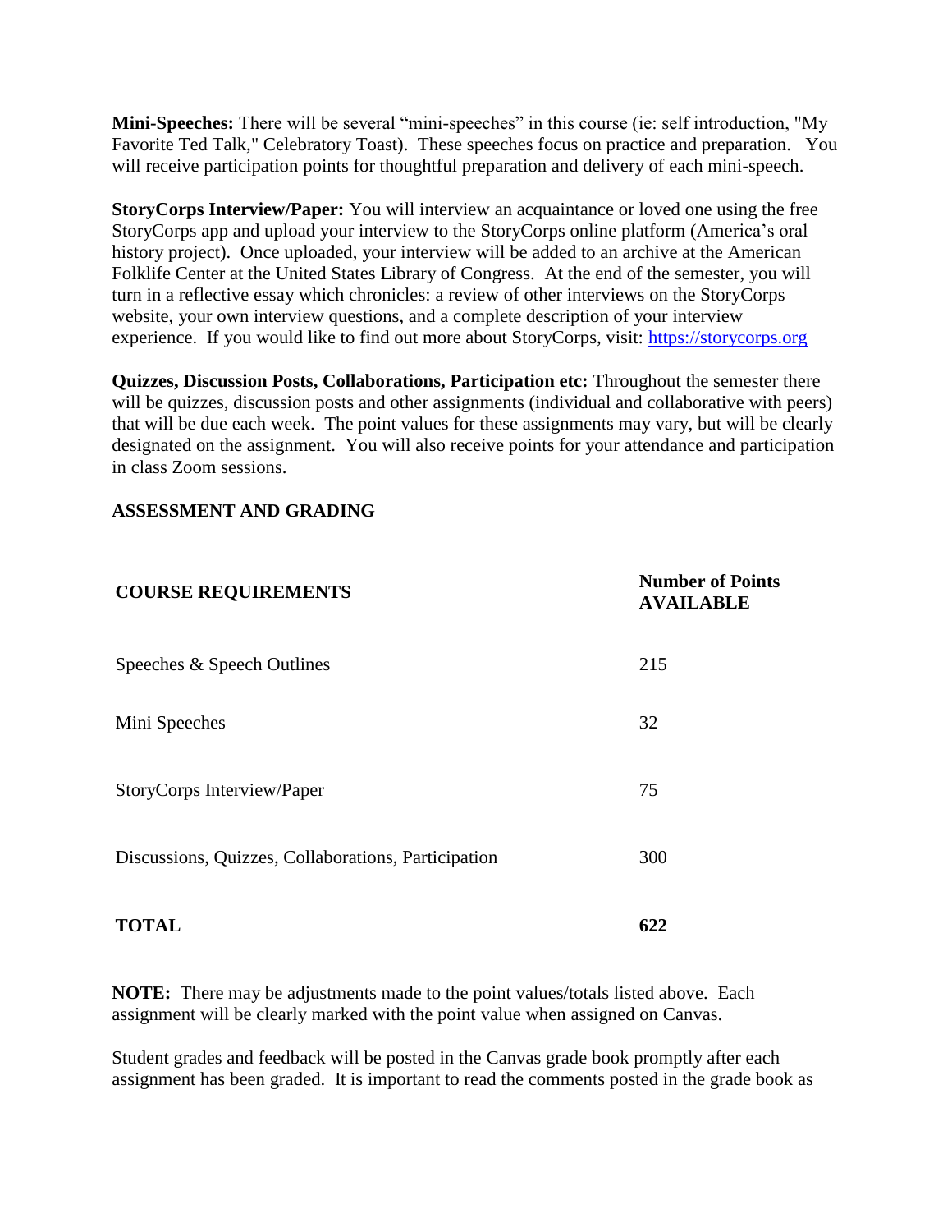**Mini-Speeches:** There will be several "mini-speeches" in this course (ie: self introduction, "My Favorite Ted Talk," Celebratory Toast). These speeches focus on practice and preparation. You will receive participation points for thoughtful preparation and delivery of each mini-speech.

**StoryCorps Interview/Paper:** You will interview an acquaintance or loved one using the free StoryCorps app and upload your interview to the StoryCorps online platform (America's oral history project). Once uploaded, your interview will be added to an archive at the American Folklife Center at the United States Library of Congress. At the end of the semester, you will turn in a reflective essay which chronicles: a review of other interviews on the StoryCorps website, your own interview questions, and a complete description of your interview experience. If you would like to find out more about StoryCorps, visit: https://storycorps.org

**Quizzes, Discussion Posts, Collaborations, Participation etc:** Throughout the semester there will be quizzes, discussion posts and other assignments (individual and collaborative with peers) that will be due each week. The point values for these assignments may vary, but will be clearly designated on the assignment. You will also receive points for your attendance and participation in class Zoom sessions.

**ASSESSMENT AND GRADING**

| COURSE REQUIREMENTS | Number of Points AVAILABLE |
|---|---|
| Speeches & Speech Outlines | 215 |
| Mini Speeches | 32 |
| StoryCorps Interview/Paper | 75 |
| Discussions, Quizzes, Collaborations, Participation | 300 |
| **TOTAL** | **622** |

**NOTE:** There may be adjustments made to the point values/totals listed above. Each assignment will be clearly marked with the point value when assigned on Canvas.

Student grades and feedback will be posted in the Canvas grade book promptly after each assignment has been graded. It is important to read the comments posted in the grade book as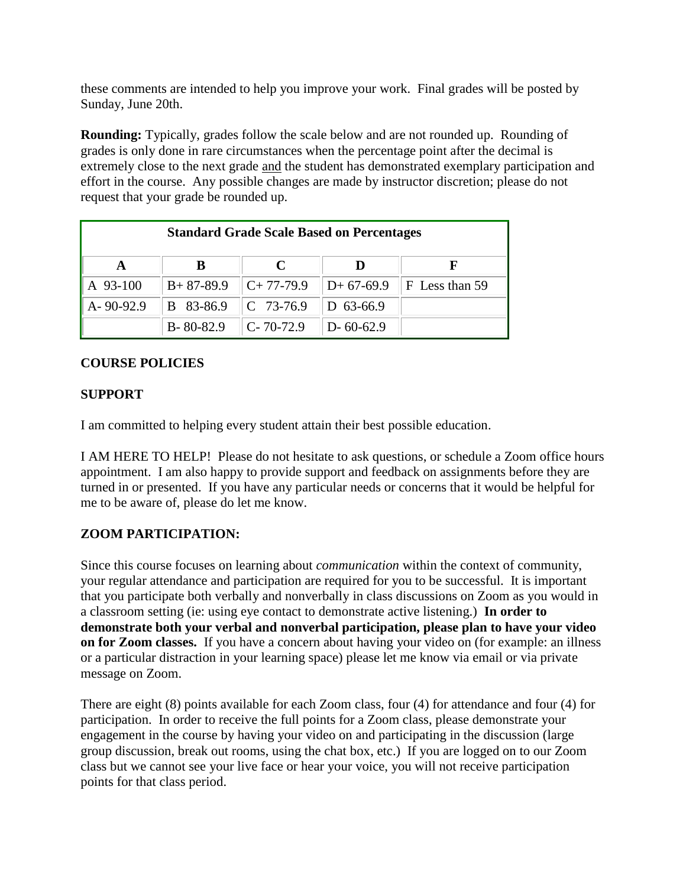these comments are intended to help you improve your work. Final grades will be posted by Sunday, June 20th.

**Rounding:** Typically, grades follow the scale below and are not rounded up. Rounding of grades is only done in rare circumstances when the percentage point after the decimal is extremely close to the next grade <u>and</u> the student has demonstrated exemplary participation and effort in the course. Any possible changes are made by instructor discretion; please do not request that your grade be rounded up.

**Standard Grade Scale Based on Percentages**

| A | B | C | D | F |
|---|---|---|---|---|
| A 93-100 | B+ 87-89.9 | C+ 77-79.9 | D+ 67-69.9 | F Less than 59 |
| A- 90-92.9 | B 83-86.9 | C 73-76.9 | D 63-66.9 | |
| | B- 80-82.9 | C- 70-72.9 | D- 60-62.9 | |

**COURSE POLICIES**

**SUPPORT**

I am committed to helping every student attain their best possible education.

I AM HERE TO HELP! Please do not hesitate to ask questions, or schedule a Zoom office hours appointment. I am also happy to provide support and feedback on assignments before they are turned in or presented. If you have any particular needs or concerns that it would be helpful for me to be aware of, please do let me know.

**ZOOM PARTICIPATION:**

Since this course focuses on learning about *communication* within the context of community, your regular attendance and participation are required for you to be successful. It is important that you participate both verbally and nonverbally in class discussions on Zoom as you would in a classroom setting (ie: using eye contact to demonstrate active listening.) **In order to demonstrate both your verbal and nonverbal participation, please plan to have your video on for Zoom classes.** If you have a concern about having your video on (for example: an illness or a particular distraction in your learning space) please let me know via email or via private message on Zoom.

There are eight (8) points available for each Zoom class, four (4) for attendance and four (4) for participation. In order to receive the full points for a Zoom class, please demonstrate your engagement in the course by having your video on and participating in the discussion (large group discussion, break out rooms, using the chat box, etc.) If you are logged on to our Zoom class but we cannot see your live face or hear your voice, you will not receive participation points for that class period.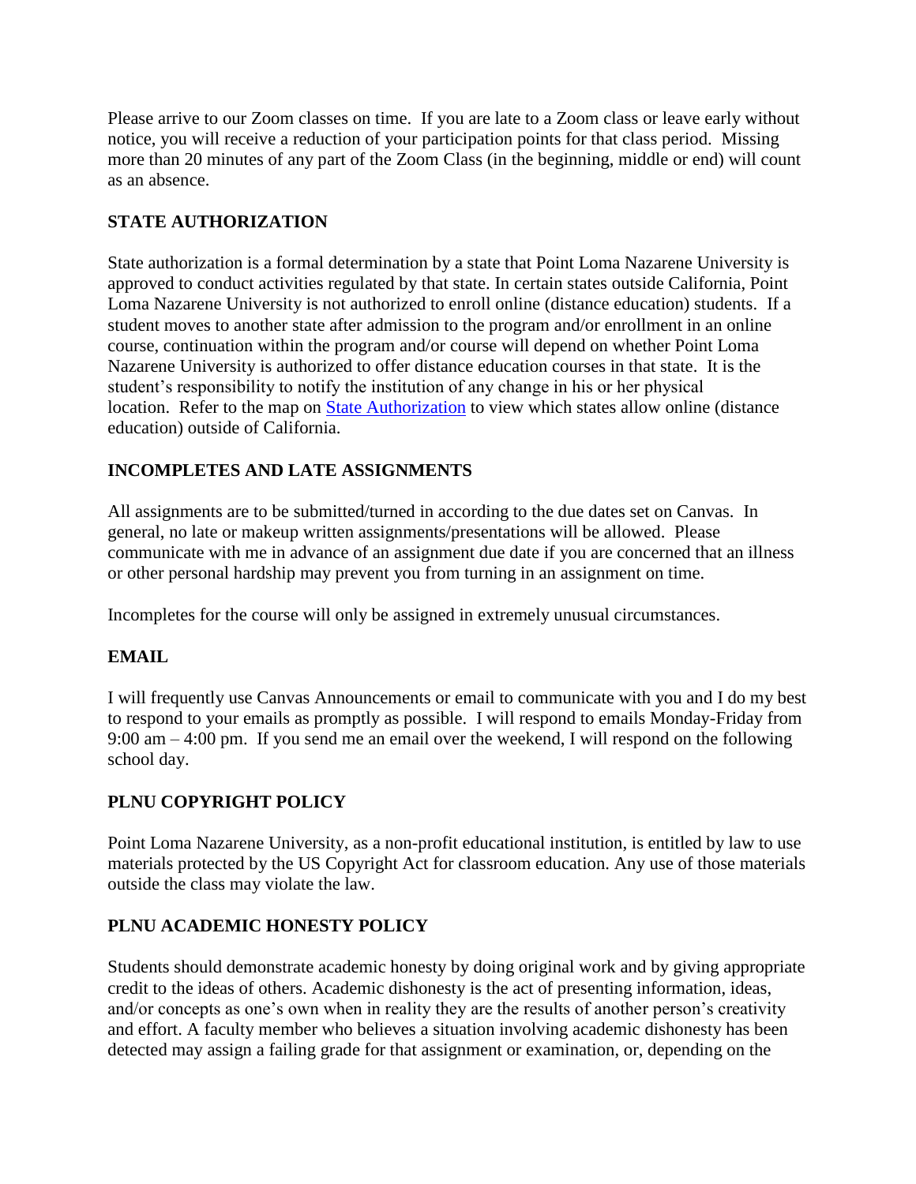Please arrive to our Zoom classes on time. If you are late to a Zoom class or leave early without notice, you will receive a reduction of your participation points for that class period. Missing more than 20 minutes of any part of the Zoom Class (in the beginning, middle or end) will count as an absence.

**STATE AUTHORIZATION**

State authorization is a formal determination by a state that Point Loma Nazarene University is approved to conduct activities regulated by that state. In certain states outside California, Point Loma Nazarene University is not authorized to enroll online (distance education) students. If a student moves to another state after admission to the program and/or enrollment in an online course, continuation within the program and/or course will depend on whether Point Loma Nazarene University is authorized to offer distance education courses in that state. It is the student's responsibility to notify the institution of any change in his or her physical location. Refer to the map on State Authorization to view which states allow online (distance education) outside of California.

**INCOMPLETES AND LATE ASSIGNMENTS**

All assignments are to be submitted/turned in according to the due dates set on Canvas. In general, no late or makeup written assignments/presentations will be allowed. Please communicate with me in advance of an assignment due date if you are concerned that an illness or other personal hardship may prevent you from turning in an assignment on time.

Incompletes for the course will only be assigned in extremely unusual circumstances.

**EMAIL**

I will frequently use Canvas Announcements or email to communicate with you and I do my best to respond to your emails as promptly as possible. I will respond to emails Monday-Friday from 9:00 am – 4:00 pm. If you send me an email over the weekend, I will respond on the following school day.

**PLNU COPYRIGHT POLICY**

Point Loma Nazarene University, as a non-profit educational institution, is entitled by law to use materials protected by the US Copyright Act for classroom education. Any use of those materials outside the class may violate the law.

**PLNU ACADEMIC HONESTY POLICY**

Students should demonstrate academic honesty by doing original work and by giving appropriate credit to the ideas of others. Academic dishonesty is the act of presenting information, ideas, and/or concepts as one's own when in reality they are the results of another person's creativity and effort. A faculty member who believes a situation involving academic dishonesty has been detected may assign a failing grade for that assignment or examination, or, depending on the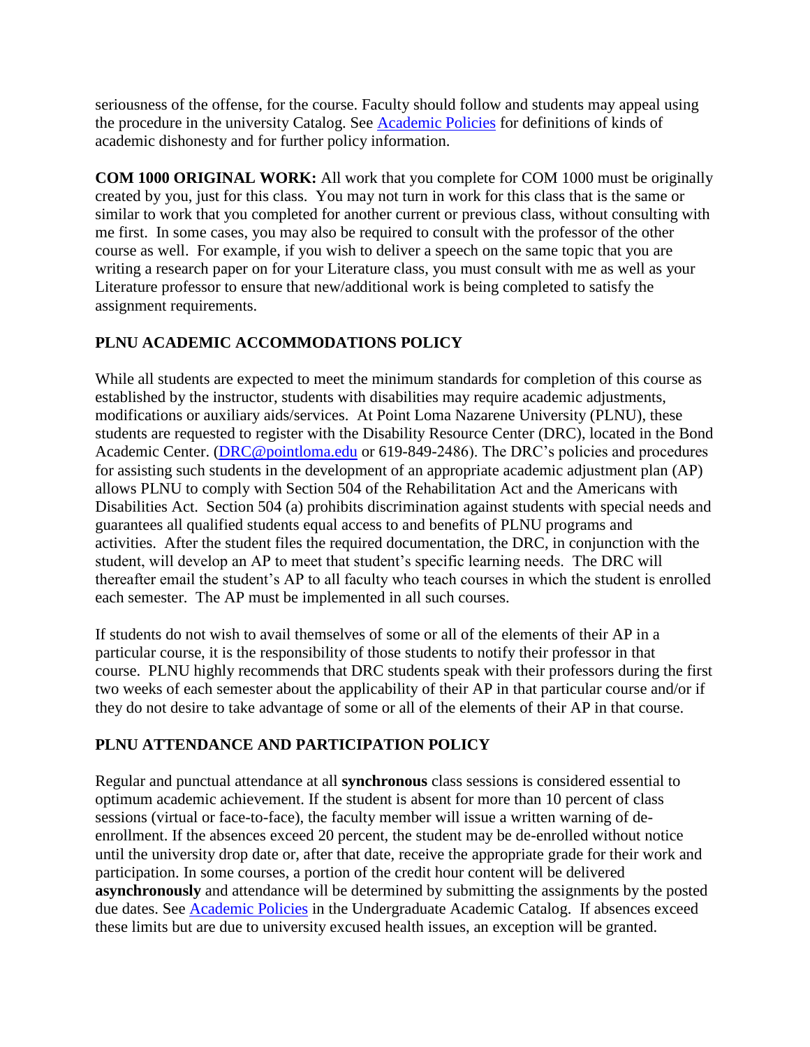seriousness of the offense, for the course. Faculty should follow and students may appeal using the procedure in the university Catalog. See [Academic Policies](#) for definitions of kinds of academic dishonesty and for further policy information.

**COM 1000 ORIGINAL WORK:** All work that you complete for COM 1000 must be originally created by you, just for this class. You may not turn in work for this class that is the same or similar to work that you completed for another current or previous class, without consulting with me first. In some cases, you may also be required to consult with the professor of the other course as well. For example, if you wish to deliver a speech on the same topic that you are writing a research paper on for your Literature class, you must consult with me as well as your Literature professor to ensure that new/additional work is being completed to satisfy the assignment requirements.

## PLNU ACADEMIC ACCOMMODATIONS POLICY

While all students are expected to meet the minimum standards for completion of this course as established by the instructor, students with disabilities may require academic adjustments, modifications or auxiliary aids/services. At Point Loma Nazarene University (PLNU), these students are requested to register with the Disability Resource Center (DRC), located in the Bond Academic Center. ([DRC@pointloma.edu](mailto:DRC@pointloma.edu) or 619-849-2486). The DRC's policies and procedures for assisting such students in the development of an appropriate academic adjustment plan (AP) allows PLNU to comply with Section 504 of the Rehabilitation Act and the Americans with Disabilities Act. Section 504 (a) prohibits discrimination against students with special needs and guarantees all qualified students equal access to and benefits of PLNU programs and activities. After the student files the required documentation, the DRC, in conjunction with the student, will develop an AP to meet that student's specific learning needs. The DRC will thereafter email the student's AP to all faculty who teach courses in which the student is enrolled each semester. The AP must be implemented in all such courses.

If students do not wish to avail themselves of some or all of the elements of their AP in a particular course, it is the responsibility of those students to notify their professor in that course. PLNU highly recommends that DRC students speak with their professors during the first two weeks of each semester about the applicability of their AP in that particular course and/or if they do not desire to take advantage of some or all of the elements of their AP in that course.

## PLNU ATTENDANCE AND PARTICIPATION POLICY

Regular and punctual attendance at all **synchronous** class sessions is considered essential to optimum academic achievement. If the student is absent for more than 10 percent of class sessions (virtual or face-to-face), the faculty member will issue a written warning of de-enrollment. If the absences exceed 20 percent, the student may be de-enrolled without notice until the university drop date or, after that date, receive the appropriate grade for their work and participation. In some courses, a portion of the credit hour content will be delivered **asynchronously** and attendance will be determined by submitting the assignments by the posted due dates. See [Academic Policies](#) in the Undergraduate Academic Catalog. If absences exceed these limits but are due to university excused health issues, an exception will be granted.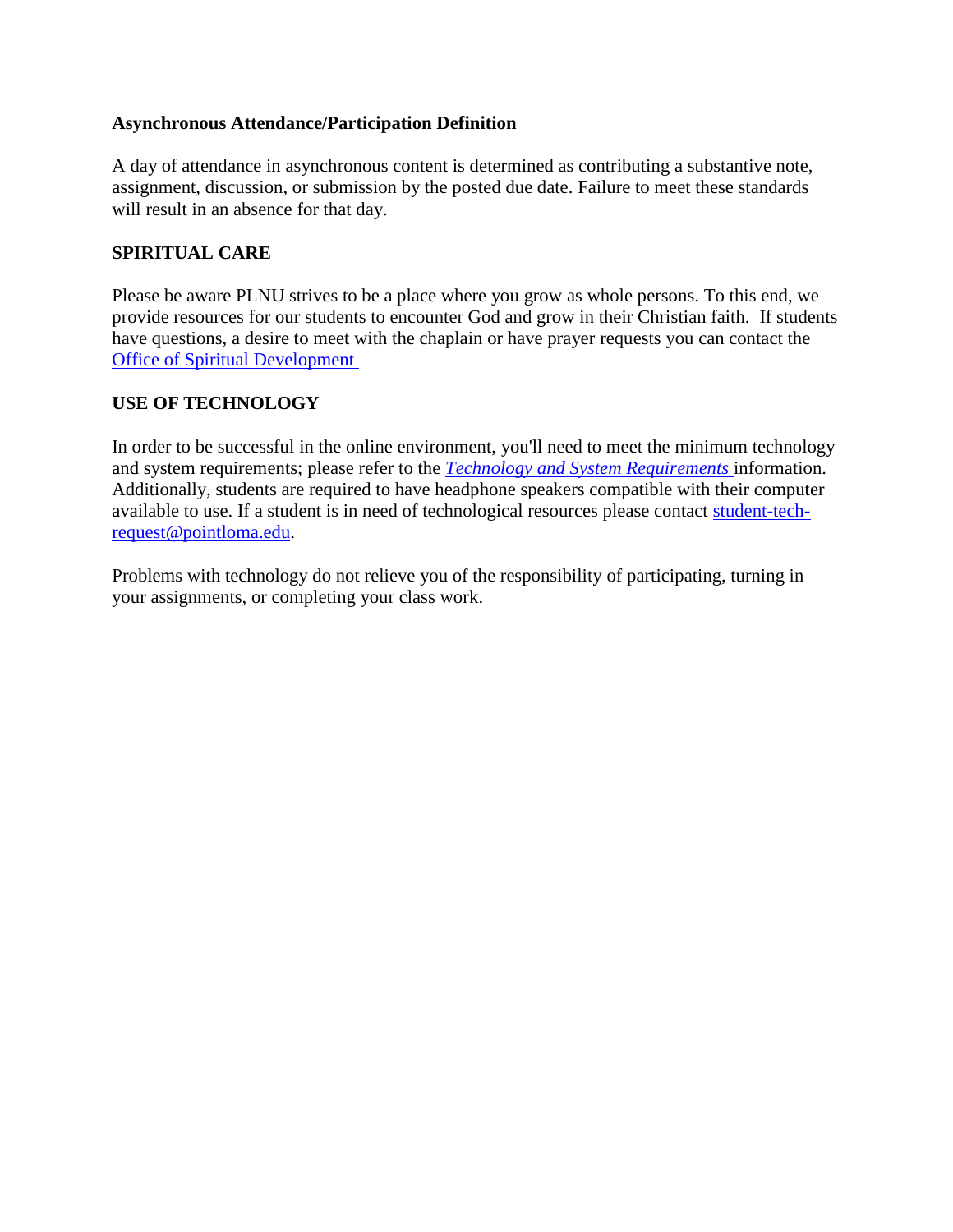**Asynchronous Attendance/Participation Definition**

A day of attendance in asynchronous content is determined as contributing a substantive note, assignment, discussion, or submission by the posted due date. Failure to meet these standards will result in an absence for that day.

**SPIRITUAL CARE**

Please be aware PLNU strives to be a place where you grow as whole persons. To this end, we provide resources for our students to encounter God and grow in their Christian faith. If students have questions, a desire to meet with the chaplain or have prayer requests you can contact the Office of Spiritual Development

**USE OF TECHNOLOGY**

In order to be successful in the online environment, you'll need to meet the minimum technology and system requirements; please refer to the *Technology and System Requirements* information. Additionally, students are required to have headphone speakers compatible with their computer available to use. If a student is in need of technological resources please contact student-tech-request@pointloma.edu.

Problems with technology do not relieve you of the responsibility of participating, turning in your assignments, or completing your class work.